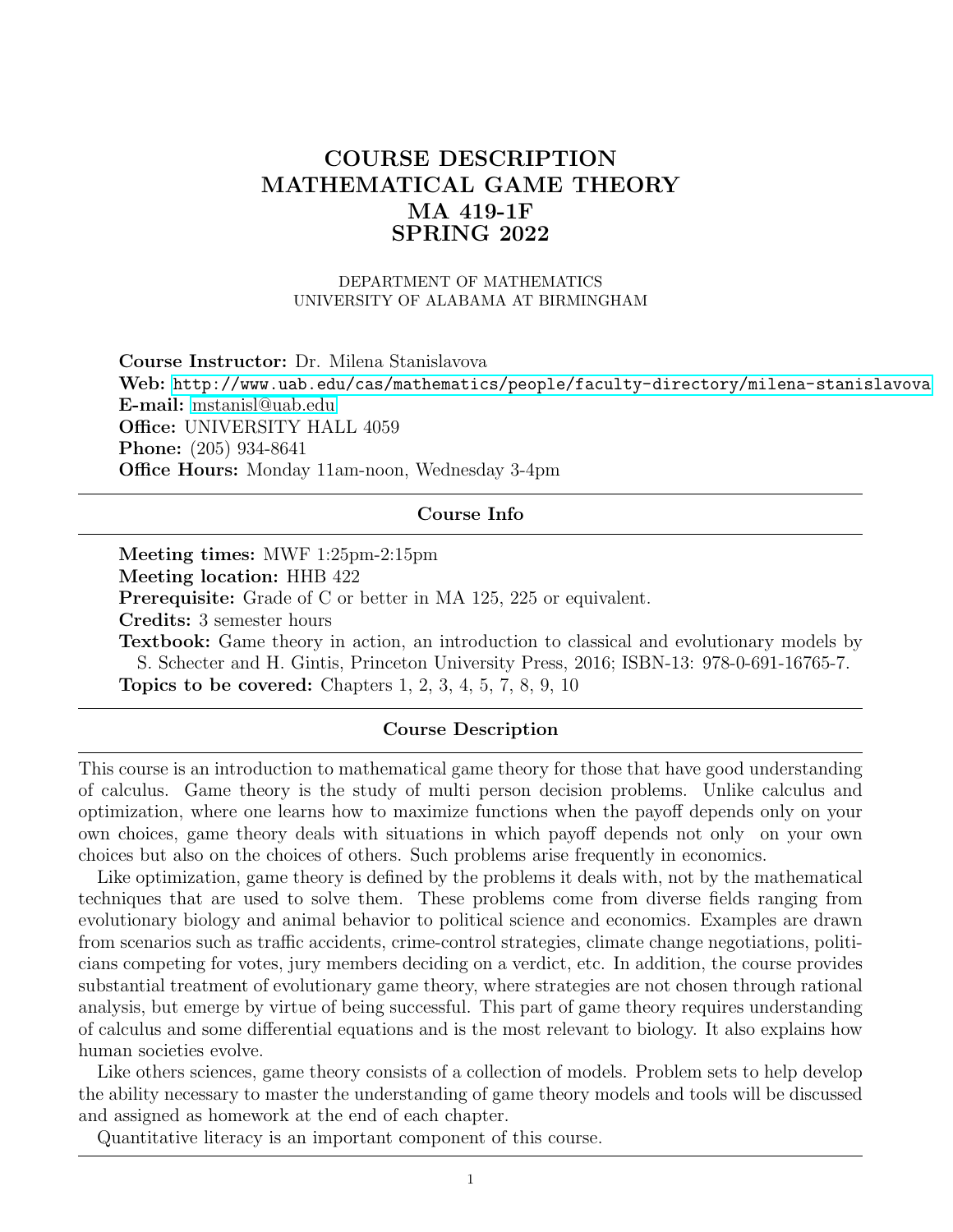# COURSE DESCRIPTION
# MATHEMATICAL GAME THEORY
# MA 419-1F
# SPRING 2022

DEPARTMENT OF MATHEMATICS
UNIVERSITY OF ALABAMA AT BIRMINGHAM

**Course Instructor:** Dr. Milena Stanislavova
**Web:** http://www.uab.edu/cas/mathematics/people/faculty-directory/milena-stanislavova
**E-mail:** mstanisl@uab.edu
**Office:** UNIVERSITY HALL 4059
**Phone:** (205) 934-8641
**Office Hours:** Monday 11am-noon, Wednesday 3-4pm

---

## Course Info

---

**Meeting times:** MWF 1:25pm-2:15pm
**Meeting location:** HHB 422
**Prerequisite:** Grade of C or better in MA 125, 225 or equivalent.
**Credits:** 3 semester hours
**Textbook:** Game theory in action, an introduction to classical and evolutionary models by S. Schecter and H. Gintis, Princeton University Press, 2016; ISBN-13: 978-0-691-16765-7.
**Topics to be covered:** Chapters 1, 2, 3, 4, 5, 7, 8, 9, 10

---

## Course Description

---

This course is an introduction to mathematical game theory for those that have good understanding of calculus. Game theory is the study of multi person decision problems. Unlike calculus and optimization, where one learns how to maximize functions when the payoff depends only on your own choices, game theory deals with situations in which payoff depends not only on your own choices but also on the choices of others. Such problems arise frequently in economics.

Like optimization, game theory is defined by the problems it deals with, not by the mathematical techniques that are used to solve them. These problems come from diverse fields ranging from evolutionary biology and animal behavior to political science and economics. Examples are drawn from scenarios such as traffic accidents, crime-control strategies, climate change negotiations, politicians competing for votes, jury members deciding on a verdict, etc. In addition, the course provides substantial treatment of evolutionary game theory, where strategies are not chosen through rational analysis, but emerge by virtue of being successful. This part of game theory requires understanding of calculus and some differential equations and is the most relevant to biology. It also explains how human societies evolve.

Like others sciences, game theory consists of a collection of models. Problem sets to help develop the ability necessary to master the understanding of game theory models and tools will be discussed and assigned as homework at the end of each chapter.

Quantitative literacy is an important component of this course.

---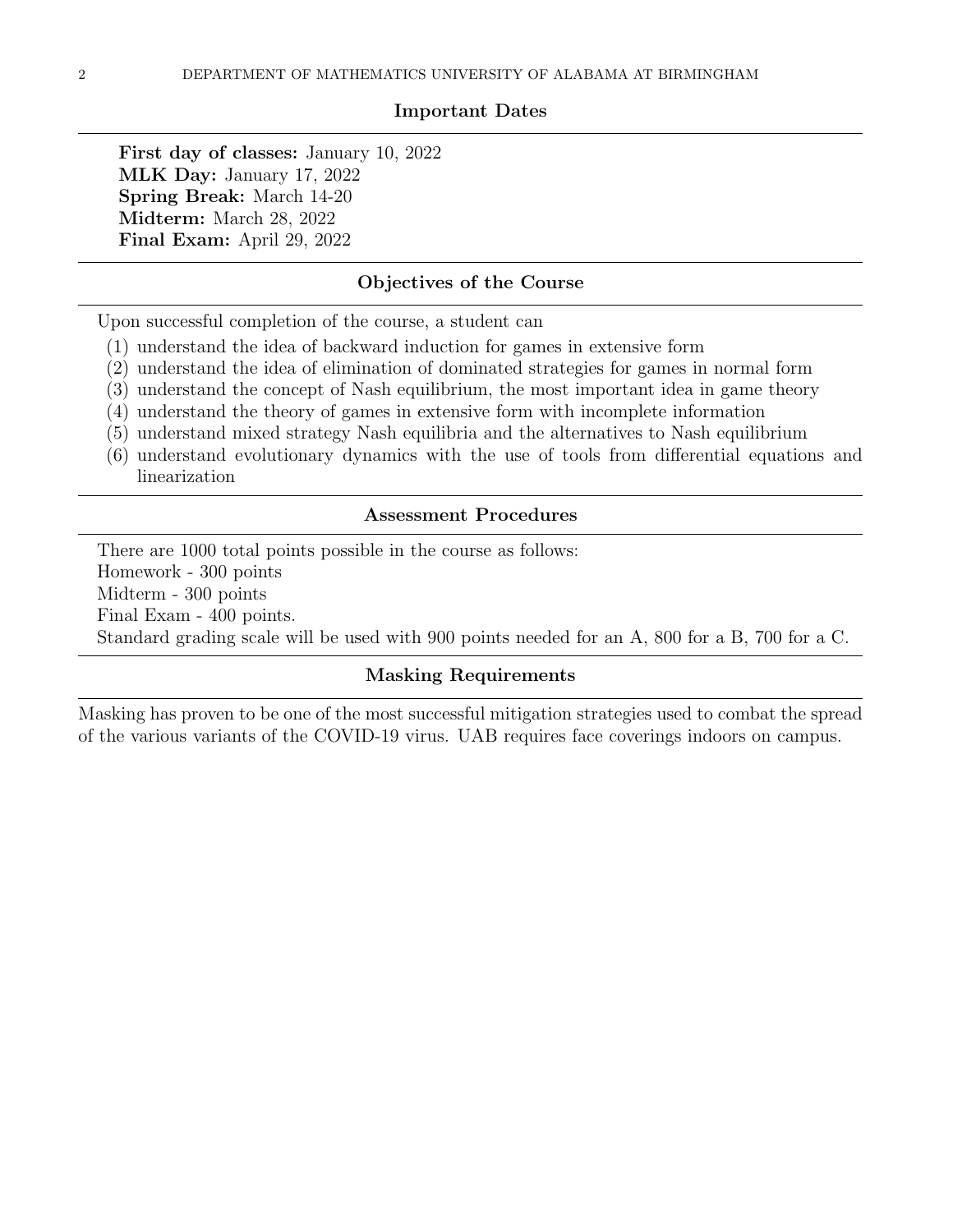## Important Dates

**First day of classes:** January 10, 2022
**MLK Day:** January 17, 2022
**Spring Break:** March 14-20
**Midterm:** March 28, 2022
**Final Exam:** April 29, 2022

## Objectives of the Course

Upon successful completion of the course, a student can

1. understand the idea of backward induction for games in extensive form
2. understand the idea of elimination of dominated strategies for games in normal form
3. understand the concept of Nash equilibrium, the most important idea in game theory
4. understand the theory of games in extensive form with incomplete information
5. understand mixed strategy Nash equilibria and the alternatives to Nash equilibrium
6. understand evolutionary dynamics with the use of tools from differential equations and linearization

## Assessment Procedures

There are 1000 total points possible in the course as follows:
Homework - 300 points
Midterm - 300 points
Final Exam - 400 points.
Standard grading scale will be used with 900 points needed for an A, 800 for a B, 700 for a C.

## Masking Requirements

Masking has proven to be one of the most successful mitigation strategies used to combat the spread of the various variants of the COVID-19 virus. UAB requires face coverings indoors on campus.